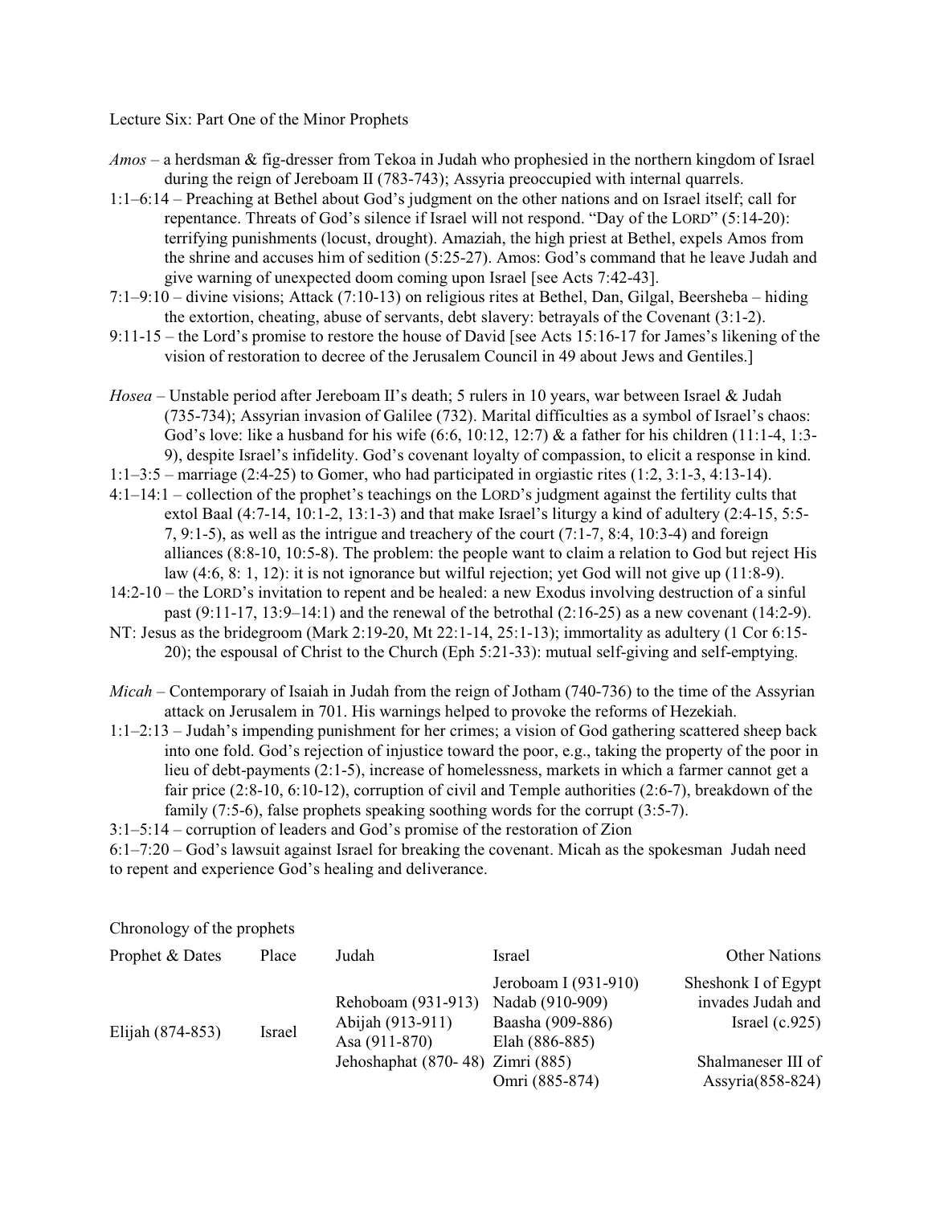Lecture Six: Part One of the Minor Prophets

*Amos* – a herdsman & fig-dresser from Tekoa in Judah who prophesied in the northern kingdom of Israel during the reign of Jereboam II (783-743); Assyria preoccupied with internal quarrels.

1:1–6:14 – Preaching at Bethel about God's judgment on the other nations and on Israel itself; call for repentance. Threats of God's silence if Israel will not respond. "Day of the LORD" (5:14-20): terrifying punishments (locust, drought). Amaziah, the high priest at Bethel, expels Amos from the shrine and accuses him of sedition (5:25-27). Amos: God's command that he leave Judah and give warning of unexpected doom coming upon Israel [see Acts 7:42-43].

7:1–9:10 – divine visions; Attack (7:10-13) on religious rites at Bethel, Dan, Gilgal, Beersheba – hiding the extortion, cheating, abuse of servants, debt slavery: betrayals of the Covenant (3:1-2).

9:11-15 – the Lord's promise to restore the house of David [see Acts 15:16-17 for James's likening of the vision of restoration to decree of the Jerusalem Council in 49 about Jews and Gentiles.]

*Hosea* – Unstable period after Jereboam II's death; 5 rulers in 10 years, war between Israel & Judah (735-734); Assyrian invasion of Galilee (732). Marital difficulties as a symbol of Israel's chaos: God's love: like a husband for his wife (6:6, 10:12, 12:7) & a father for his children (11:1-4, 1:3-9), despite Israel's infidelity. God's covenant loyalty of compassion, to elicit a response in kind.

1:1–3:5 – marriage (2:4-25) to Gomer, who had participated in orgiastic rites (1:2, 3:1-3, 4:13-14).

4:1–14:1 – collection of the prophet's teachings on the LORD's judgment against the fertility cults that extol Baal (4:7-14, 10:1-2, 13:1-3) and that make Israel's liturgy a kind of adultery (2:4-15, 5:5-7, 9:1-5), as well as the intrigue and treachery of the court (7:1-7, 8:4, 10:3-4) and foreign alliances (8:8-10, 10:5-8). The problem: the people want to claim a relation to God but reject His law (4:6, 8: 1, 12): it is not ignorance but wilful rejection; yet God will not give up (11:8-9).

14:2-10 – the LORD's invitation to repent and be healed: a new Exodus involving destruction of a sinful past (9:11-17, 13:9–14:1) and the renewal of the betrothal (2:16-25) as a new covenant (14:2-9).

NT: Jesus as the bridegroom (Mark 2:19-20, Mt 22:1-14, 25:1-13); immortality as adultery (1 Cor 6:15-20); the espousal of Christ to the Church (Eph 5:21-33): mutual self-giving and self-emptying.

*Micah* – Contemporary of Isaiah in Judah from the reign of Jotham (740-736) to the time of the Assyrian attack on Jerusalem in 701. His warnings helped to provoke the reforms of Hezekiah.

1:1–2:13 – Judah's impending punishment for her crimes; a vision of God gathering scattered sheep back into one fold. God's rejection of injustice toward the poor, e.g., taking the property of the poor in lieu of debt-payments (2:1-5), increase of homelessness, markets in which a farmer cannot get a fair price (2:8-10, 6:10-12), corruption of civil and Temple authorities (2:6-7), breakdown of the family (7:5-6), false prophets speaking soothing words for the corrupt (3:5-7).

3:1–5:14 – corruption of leaders and God's promise of the restoration of Zion

6:1–7:20 – God's lawsuit against Israel for breaking the covenant. Micah as the spokesman Judah need to repent and experience God's healing and deliverance.

Chronology of the prophets

| Prophet & Dates | Place | Judah | Israel | Other Nations |
|---|---|---|---|---|
| Elijah (874-853) | Israel | Rehoboam (931-913)<br>Abijah (913-911)<br>Asa (911-870)<br>Jehoshaphat (870- 48) | Jeroboam I (931-910)<br>Nadab (910-909)<br>Baasha (909-886)<br>Elah (886-885)<br>Zimri (885)<br>Omri (885-874) | Sheshonk I of Egypt invades Judah and Israel (c.925)<br><br>Shalmaneser III of Assyria(858-824) |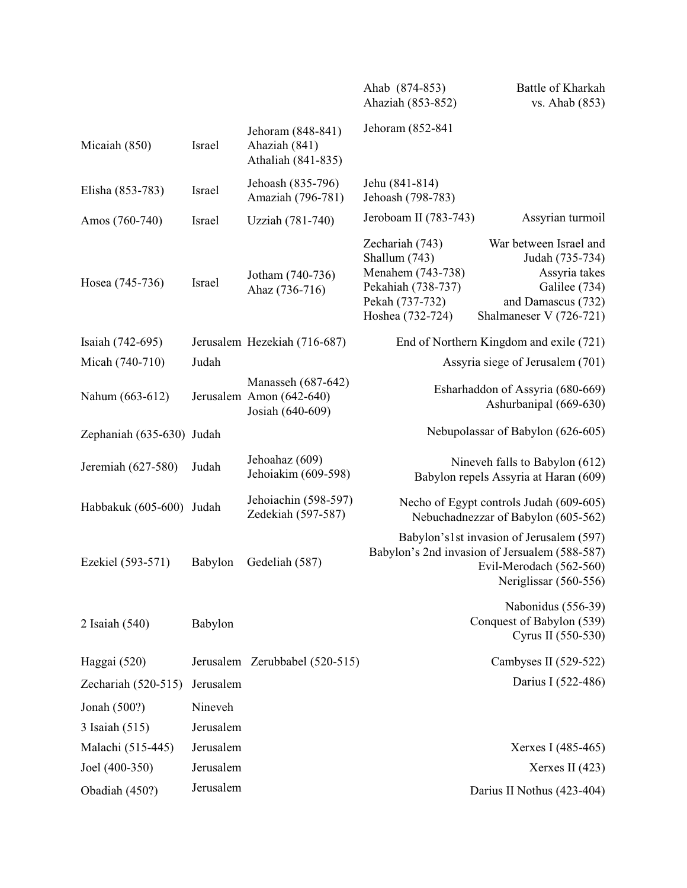| | | | | |
|---|---|---|---|---|
| | | | Ahab (874-853)<br>Ahaziah (853-852) | Battle of Kharkah vs. Ahab (853) |
| Micaiah (850) | Israel | Jehoram (848-841)<br>Ahaziah (841)<br>Athaliah (841-835) | Jehoram (852-841 | |
| Elisha (853-783) | Israel | Jehoash (835-796)<br>Amaziah (796-781) | Jehu (841-814)<br>Jehoash (798-783) | |
| Amos (760-740) | Israel | Uzziah (781-740) | Jeroboam II (783-743) | Assyrian turmoil |
| Hosea (745-736) | Israel | Jotham (740-736)<br>Ahaz (736-716) | Zechariah (743)<br>Shallum (743)<br>Menahem (743-738)<br>Pekahiah (738-737)<br>Pekah (737-732)<br>Hoshea (732-724) | War between Israel and Judah (735-734)<br>Assyria takes Galilee (734)<br>and Damascus (732)<br>Shalmaneser V (726-721) |
| Isaiah (742-695) | Jerusalem | Hezekiah (716-687) | | End of Northern Kingdom and exile (721) |
| Micah (740-710) | Judah | | | Assyria siege of Jerusalem (701) |
| Nahum (663-612) | Jerusalem | Manasseh (687-642)<br>Amon (642-640)<br>Josiah (640-609) | | Esharhaddon of Assyria (680-669)<br>Ashurbanipal (669-630) |
| Zephaniah (635-630) | Judah | | | Nebupolassar of Babylon (626-605) |
| Jeremiah (627-580) | Judah | Jehoahaz (609)<br>Jehoiakim (609-598) | | Nineveh falls to Babylon (612)<br>Babylon repels Assyria at Haran (609) |
| Habbakuk (605-600) | Judah | Jehoiachin (598-597)<br>Zedekiah (597-587) | | Necho of Egypt controls Judah (609-605)<br>Nebuchadnezzar of Babylon (605-562) |
| Ezekiel (593-571) | Babylon | Gedeliah (587) | | Babylon's1st invasion of Jerusalem (597)<br>Babylon's 2nd invasion of Jersualem (588-587)<br>Evil-Merodach (562-560)<br>Neriglissar (560-556) |
| 2 Isaiah (540) | Babylon | | | Nabonidus (556-39)<br>Conquest of Babylon (539)<br>Cyrus II (550-530) |
| Haggai (520) | Jerusalem | Zerubbabel (520-515) | | Cambyses II (529-522) |
| Zechariah (520-515) | Jerusalem | | | Darius I (522-486) |
| Jonah (500?) | Nineveh | | | |
| 3 Isaiah (515) | Jerusalem | | | |
| Malachi (515-445) | Jerusalem | | | Xerxes I (485-465) |
| Joel (400-350) | Jerusalem | | | Xerxes II (423) |
| Obadiah (450?) | Jerusalem | | | Darius II Nothus (423-404) |